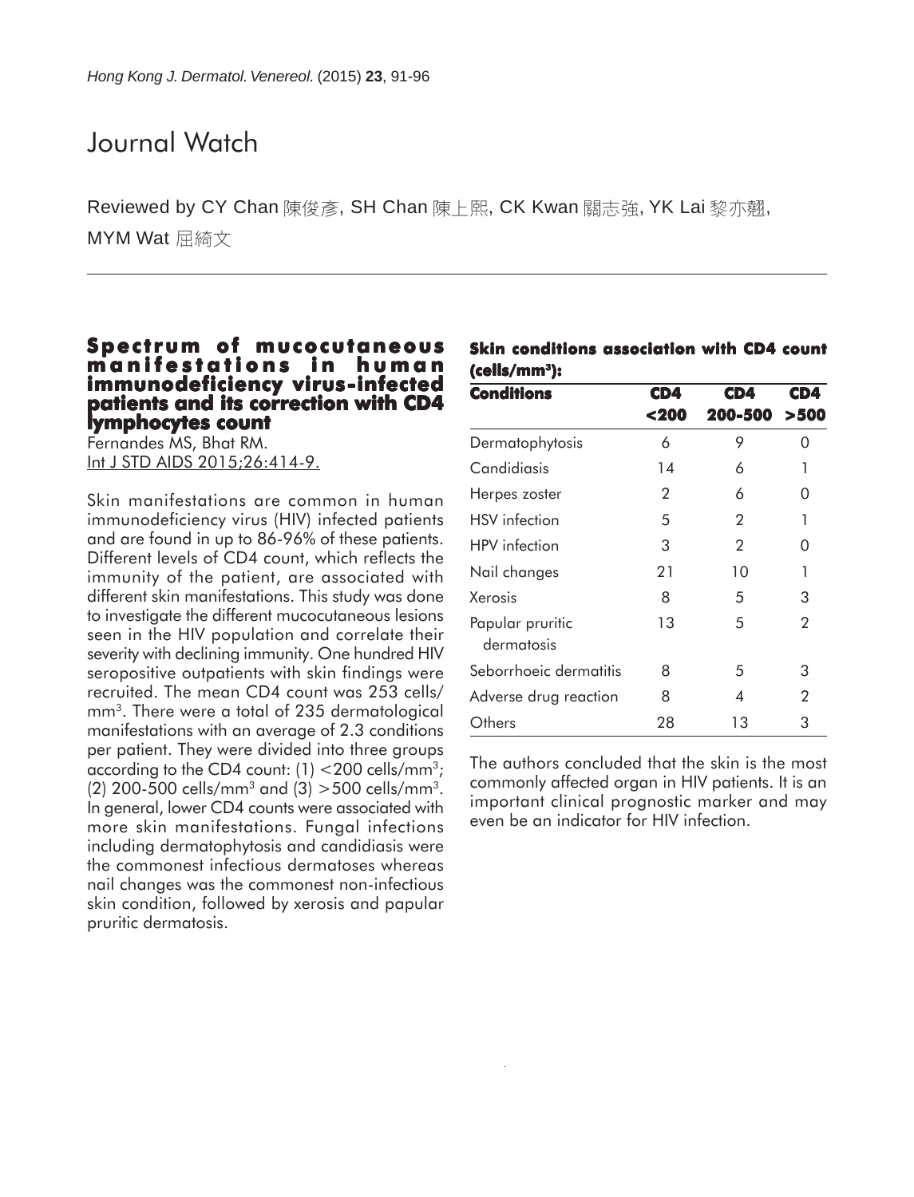# Journal Watch

Reviewed by CY Chan 陳俊彥, SH Chan 陳上熙, CK Kwan 關志強, YK Lai 黎亦翹, MYM Wat 屈綺文

## Spectrum of mucocutaneous manifestations in human immunodeficiency virus-infected patients and its correction with CD4 lymphocytes count

Fernandes MS, Bhat RM.
Int J STD AIDS 2015;26:414-9.

Skin manifestations are common in human immunodeficiency virus (HIV) infected patients and are found in up to 86-96% of these patients. Different levels of CD4 count, which reflects the immunity of the patient, are associated with different skin manifestations. This study was done to investigate the different mucocutaneous lesions seen in the HIV population and correlate their severity with declining immunity. One hundred HIV seropositive outpatients with skin findings were recruited. The mean CD4 count was 253 cells/mm$^3$. There were a total of 235 dermatological manifestations with an average of 2.3 conditions per patient. They were divided into three groups according to the CD4 count: (1) <200 cells/mm$^3$; (2) 200-500 cells/mm$^3$ and (3) >500 cells/mm$^3$. In general, lower CD4 counts were associated with more skin manifestations. Fungal infections including dermatophytosis and candidiasis were the commonest infectious dermatoses whereas nail changes was the commonest non-infectious skin condition, followed by xerosis and papular pruritic dermatosis.

**Skin conditions association with CD4 count (cells/mm$^3$):**

| Conditions | CD4 <200 | CD4 200-500 | CD4 >500 |
|---|---|---|---|
| Dermatophytosis | 6 | 9 | 0 |
| Candidiasis | 14 | 6 | 1 |
| Herpes zoster | 2 | 6 | 0 |
| HSV infection | 5 | 2 | 1 |
| HPV infection | 3 | 2 | 0 |
| Nail changes | 21 | 10 | 1 |
| Xerosis | 8 | 5 | 3 |
| Papular pruritic dermatosis | 13 | 5 | 2 |
| Seborrhoeic dermatitis | 8 | 5 | 3 |
| Adverse drug reaction | 8 | 4 | 2 |
| Others | 28 | 13 | 3 |

The authors concluded that the skin is the most commonly affected organ in HIV patients. It is an important clinical prognostic marker and may even be an indicator for HIV infection.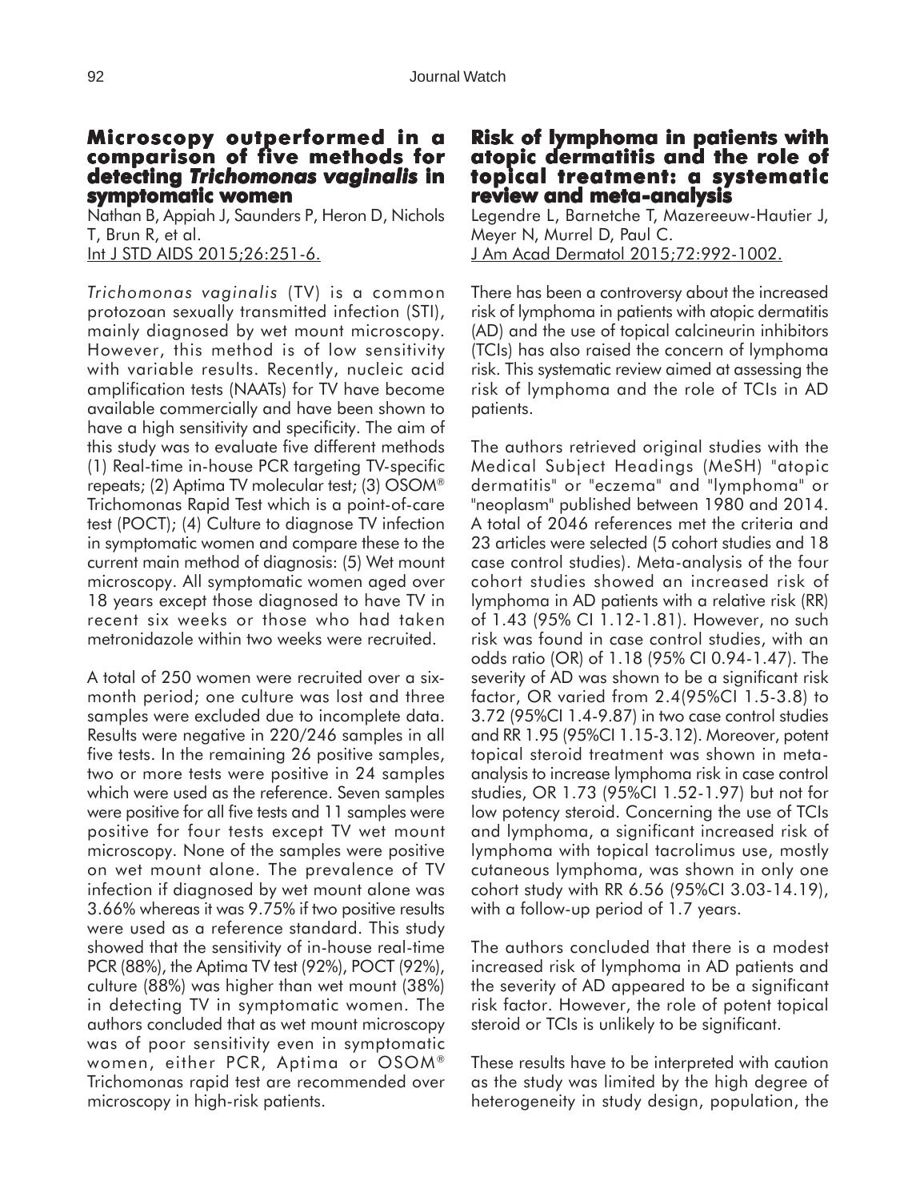## Microscopy outperformed in a comparison of five methods for detecting *Trichomonas vaginalis* in symptomatic women

Nathan B, Appiah J, Saunders P, Heron D, Nichols T, Brun R, et al.
Int J STD AIDS 2015;26:251-6.

*Trichomonas vaginalis* (TV) is a common protozoan sexually transmitted infection (STI), mainly diagnosed by wet mount microscopy. However, this method is of low sensitivity with variable results. Recently, nucleic acid amplification tests (NAATs) for TV have become available commercially and have been shown to have a high sensitivity and specificity. The aim of this study was to evaluate five different methods (1) Real-time in-house PCR targeting TV-specific repeats; (2) Aptima TV molecular test; (3) OSOM® Trichomonas Rapid Test which is a point-of-care test (POCT); (4) Culture to diagnose TV infection in symptomatic women and compare these to the current main method of diagnosis: (5) Wet mount microscopy. All symptomatic women aged over 18 years except those diagnosed to have TV in recent six weeks or those who had taken metronidazole within two weeks were recruited.

A total of 250 women were recruited over a six-month period; one culture was lost and three samples were excluded due to incomplete data. Results were negative in 220/246 samples in all five tests. In the remaining 26 positive samples, two or more tests were positive in 24 samples which were used as the reference. Seven samples were positive for all five tests and 11 samples were positive for four tests except TV wet mount microscopy. None of the samples were positive on wet mount alone. The prevalence of TV infection if diagnosed by wet mount alone was 3.66% whereas it was 9.75% if two positive results were used as a reference standard. This study showed that the sensitivity of in-house real-time PCR (88%), the Aptima TV test (92%), POCT (92%), culture (88%) was higher than wet mount (38%) in detecting TV in symptomatic women. The authors concluded that as wet mount microscopy was of poor sensitivity even in symptomatic women, either PCR, Aptima or OSOM® Trichomonas rapid test are recommended over microscopy in high-risk patients.

## Risk of lymphoma in patients with atopic dermatitis and the role of topical treatment: a systematic review and meta-analysis

Legendre L, Barnetche T, Mazereeuw-Hautier J, Meyer N, Murrel D, Paul C.
J Am Acad Dermatol 2015;72:992-1002.

There has been a controversy about the increased risk of lymphoma in patients with atopic dermatitis (AD) and the use of topical calcineurin inhibitors (TCIs) has also raised the concern of lymphoma risk. This systematic review aimed at assessing the risk of lymphoma and the role of TCIs in AD patients.

The authors retrieved original studies with the Medical Subject Headings (MeSH) "atopic dermatitis" or "eczema" and "lymphoma" or "neoplasm" published between 1980 and 2014. A total of 2046 references met the criteria and 23 articles were selected (5 cohort studies and 18 case control studies). Meta-analysis of the four cohort studies showed an increased risk of lymphoma in AD patients with a relative risk (RR) of 1.43 (95% CI 1.12-1.81). However, no such risk was found in case control studies, with an odds ratio (OR) of 1.18 (95% CI 0.94-1.47). The severity of AD was shown to be a significant risk factor, OR varied from 2.4(95%CI 1.5-3.8) to 3.72 (95%CI 1.4-9.87) in two case control studies and RR 1.95 (95%CI 1.15-3.12). Moreover, potent topical steroid treatment was shown in meta-analysis to increase lymphoma risk in case control studies, OR 1.73 (95%CI 1.52-1.97) but not for low potency steroid. Concerning the use of TCIs and lymphoma, a significant increased risk of lymphoma with topical tacrolimus use, mostly cutaneous lymphoma, was shown in only one cohort study with RR 6.56 (95%CI 3.03-14.19), with a follow-up period of 1.7 years.

The authors concluded that there is a modest increased risk of lymphoma in AD patients and the severity of AD appeared to be a significant risk factor. However, the role of potent topical steroid or TCIs is unlikely to be significant.

These results have to be interpreted with caution as the study was limited by the high degree of heterogeneity in study design, population, the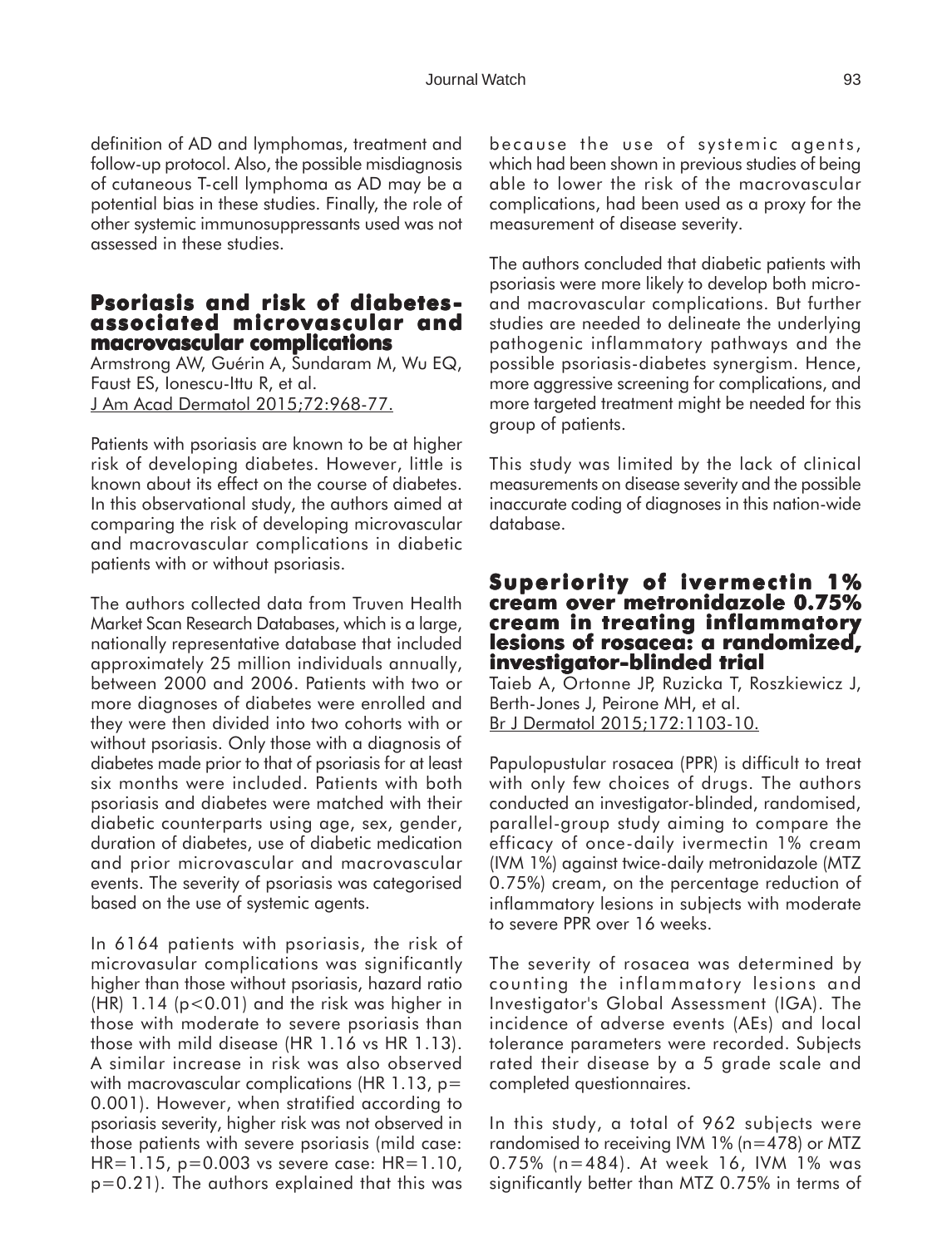definition of AD and lymphomas, treatment and follow-up protocol. Also, the possible misdiagnosis of cutaneous T-cell lymphoma as AD may be a potential bias in these studies. Finally, the role of other systemic immunosuppressants used was not assessed in these studies.

## Psoriasis and risk of diabetes-associated microvascular and macrovascular complications

Armstrong AW, Guérin A, Sundaram M, Wu EQ, Faust ES, Ionescu-Ittu R, et al.
J Am Acad Dermatol 2015;72:968-77.

Patients with psoriasis are known to be at higher risk of developing diabetes. However, little is known about its effect on the course of diabetes. In this observational study, the authors aimed at comparing the risk of developing microvascular and macrovascular complications in diabetic patients with or without psoriasis.

The authors collected data from Truven Health Market Scan Research Databases, which is a large, nationally representative database that included approximately 25 million individuals annually, between 2000 and 2006. Patients with two or more diagnoses of diabetes were enrolled and they were then divided into two cohorts with or without psoriasis. Only those with a diagnosis of diabetes made prior to that of psoriasis for at least six months were included. Patients with both psoriasis and diabetes were matched with their diabetic counterparts using age, sex, gender, duration of diabetes, use of diabetic medication and prior microvascular and macrovascular events. The severity of psoriasis was categorised based on the use of systemic agents.

In 6164 patients with psoriasis, the risk of microvasular complications was significantly higher than those without psoriasis, hazard ratio (HR) 1.14 ($p<0.01$) and the risk was higher in those with moderate to severe psoriasis than those with mild disease (HR 1.16 vs HR 1.13). A similar increase in risk was also observed with macrovascular complications (HR 1.13, $p=0.001$). However, when stratified according to psoriasis severity, higher risk was not observed in those patients with severe psoriasis (mild case: HR=1.15, $p=0.003$ vs severe case: HR=1.10, $p=0.21$). The authors explained that this was because the use of systemic agents, which had been shown in previous studies of being able to lower the risk of the macrovascular complications, had been used as a proxy for the measurement of disease severity.

The authors concluded that diabetic patients with psoriasis were more likely to develop both micro- and macrovascular complications. But further studies are needed to delineate the underlying pathogenic inflammatory pathways and the possible psoriasis-diabetes synergism. Hence, more aggressive screening for complications, and more targeted treatment might be needed for this group of patients.

This study was limited by the lack of clinical measurements on disease severity and the possible inaccurate coding of diagnoses in this nation-wide database.

## Superiority of ivermectin 1% cream over metronidazole 0.75% cream in treating inflammatory lesions of rosacea: a randomized, investigator-blinded trial

Taieb A, Ortonne JP, Ruzicka T, Roszkiewicz J, Berth-Jones J, Peirone MH, et al.
Br J Dermatol 2015;172:1103-10.

Papulopustular rosacea (PPR) is difficult to treat with only few choices of drugs. The authors conducted an investigator-blinded, randomised, parallel-group study aiming to compare the efficacy of once-daily ivermectin 1% cream (IVM 1%) against twice-daily metronidazole (MTZ 0.75%) cream, on the percentage reduction of inflammatory lesions in subjects with moderate to severe PPR over 16 weeks.

The severity of rosacea was determined by counting the inflammatory lesions and Investigator's Global Assessment (IGA). The incidence of adverse events (AEs) and local tolerance parameters were recorded. Subjects rated their disease by a 5 grade scale and completed questionnaires.

In this study, a total of 962 subjects were randomised to receiving IVM 1% (n=478) or MTZ 0.75% (n=484). At week 16, IVM 1% was significantly better than MTZ 0.75% in terms of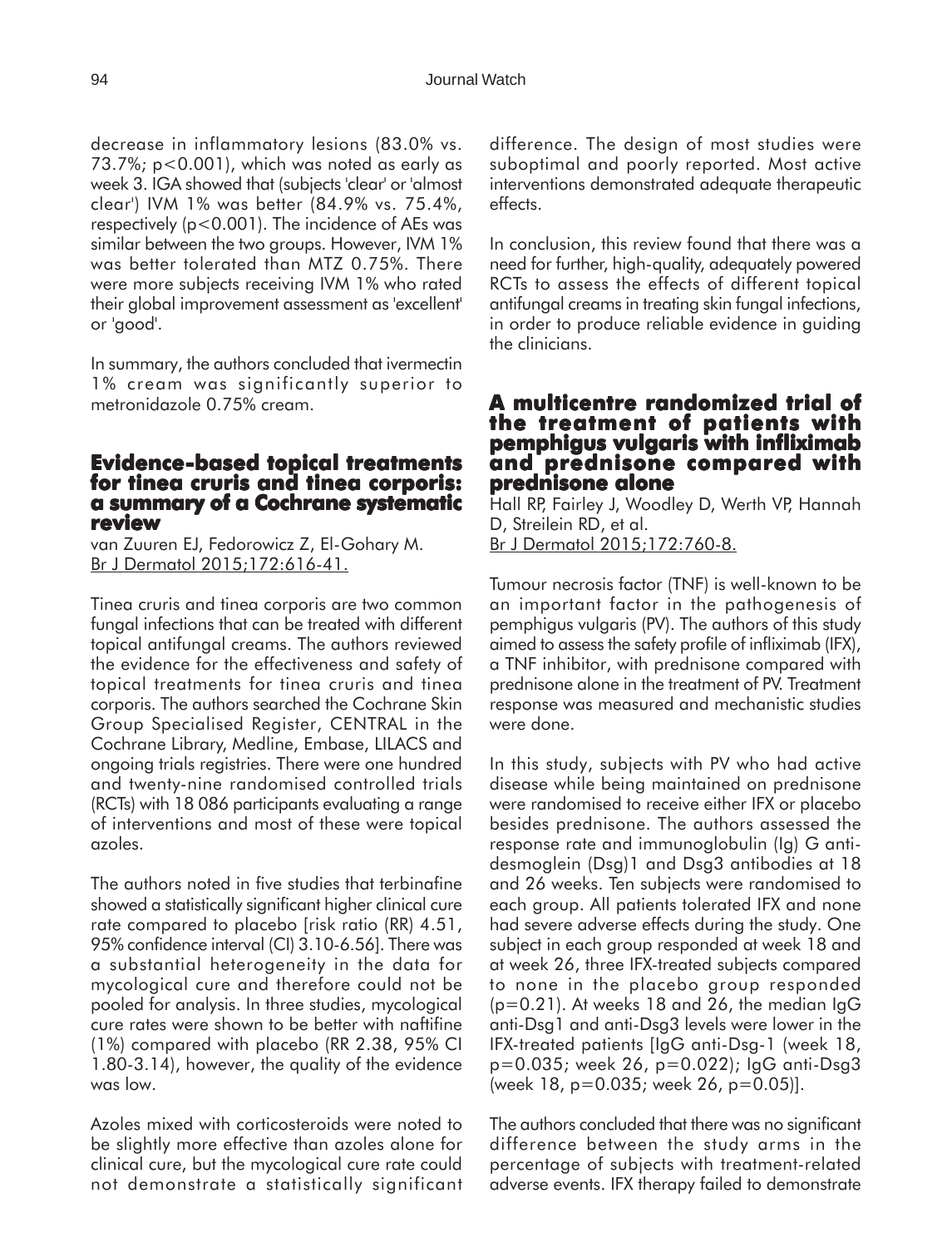decrease in inflammatory lesions (83.0% vs. 73.7%; $p<0.001$), which was noted as early as week 3. IGA showed that (subjects 'clear' or 'almost clear') IVM 1% was better (84.9% vs. 75.4%, respectively ($p<0.001$). The incidence of AEs was similar between the two groups. However, IVM 1% was better tolerated than MTZ 0.75%. There were more subjects receiving IVM 1% who rated their global improvement assessment as 'excellent' or 'good'.

In summary, the authors concluded that ivermectin 1% cream was significantly superior to metronidazole 0.75% cream.

## Evidence-based topical treatments for tinea cruris and tinea corporis: a summary of a Cochrane systematic review

van Zuuren EJ, Fedorowicz Z, El-Gohary M.
Br J Dermatol 2015;172:616-41.

Tinea cruris and tinea corporis are two common fungal infections that can be treated with different topical antifungal creams. The authors reviewed the evidence for the effectiveness and safety of topical treatments for tinea cruris and tinea corporis. The authors searched the Cochrane Skin Group Specialised Register, CENTRAL in the Cochrane Library, Medline, Embase, LILACS and ongoing trials registries. There were one hundred and twenty-nine randomised controlled trials (RCTs) with 18 086 participants evaluating a range of interventions and most of these were topical azoles.

The authors noted in five studies that terbinafine showed a statistically significant higher clinical cure rate compared to placebo [risk ratio (RR) 4.51, 95% confidence interval (CI) 3.10-6.56]. There was a substantial heterogeneity in the data for mycological cure and therefore could not be pooled for analysis. In three studies, mycological cure rates were shown to be better with naftifine (1%) compared with placebo (RR 2.38, 95% CI 1.80-3.14), however, the quality of the evidence was low.

Azoles mixed with corticosteroids were noted to be slightly more effective than azoles alone for clinical cure, but the mycological cure rate could not demonstrate a statistically significant difference. The design of most studies were suboptimal and poorly reported. Most active interventions demonstrated adequate therapeutic effects.

In conclusion, this review found that there was a need for further, high-quality, adequately powered RCTs to assess the effects of different topical antifungal creams in treating skin fungal infections, in order to produce reliable evidence in guiding the clinicians.

## A multicentre randomized trial of the treatment of patients with pemphigus vulgaris with infliximab and prednisone compared with prednisone alone

Hall RP, Fairley J, Woodley D, Werth VP, Hannah D, Streilein RD, et al.
Br J Dermatol 2015;172:760-8.

Tumour necrosis factor (TNF) is well-known to be an important factor in the pathogenesis of pemphigus vulgaris (PV). The authors of this study aimed to assess the safety profile of infliximab (IFX), a TNF inhibitor, with prednisone compared with prednisone alone in the treatment of PV. Treatment response was measured and mechanistic studies were done.

In this study, subjects with PV who had active disease while being maintained on prednisone were randomised to receive either IFX or placebo besides prednisone. The authors assessed the response rate and immunoglobulin (Ig) G anti-desmoglein (Dsg)1 and Dsg3 antibodies at 18 and 26 weeks. Ten subjects were randomised to each group. All patients tolerated IFX and none had severe adverse effects during the study. One subject in each group responded at week 18 and at week 26, three IFX-treated subjects compared to none in the placebo group responded ($p=0.21$). At weeks 18 and 26, the median IgG anti-Dsg1 and anti-Dsg3 levels were lower in the IFX-treated patients [IgG anti-Dsg-1 (week 18, $p=0.035$; week 26, $p=0.022$); IgG anti-Dsg3 (week 18, $p=0.035$; week 26, $p=0.05$)].

The authors concluded that there was no significant difference between the study arms in the percentage of subjects with treatment-related adverse events. IFX therapy failed to demonstrate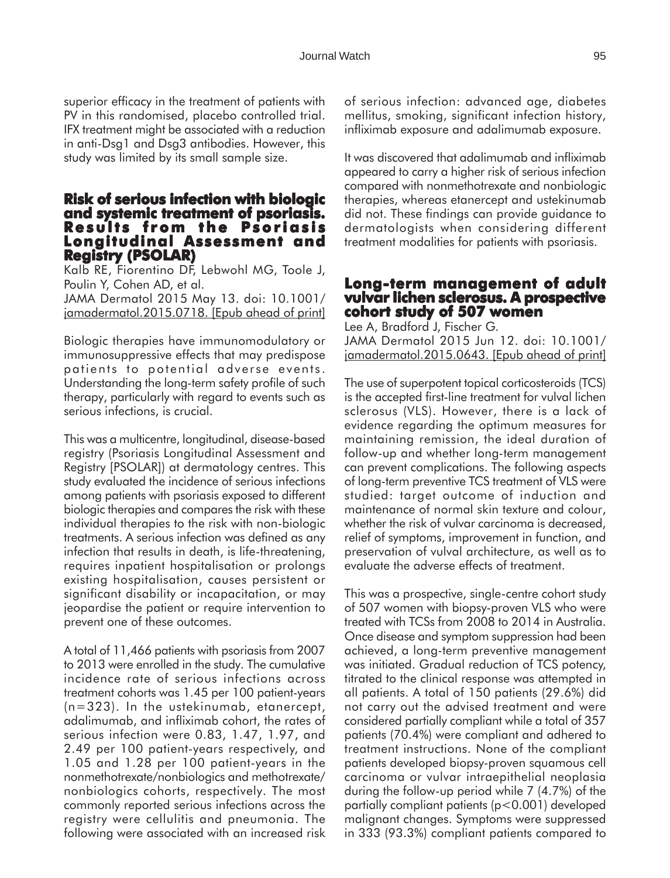superior efficacy in the treatment of patients with PV in this randomised, placebo controlled trial. IFX treatment might be associated with a reduction in anti-Dsg1 and Dsg3 antibodies. However, this study was limited by its small sample size.

## Risk of serious infection with biologic and systemic treatment of psoriasis. Results from the Psoriasis Longitudinal Assessment and Registry (PSOLAR)

Kalb RE, Fiorentino DF, Lebwohl MG, Toole J, Poulin Y, Cohen AD, et al.

JAMA Dermatol 2015 May 13. doi: 10.1001/jamadermatol.2015.0718. [Epub ahead of print]

Biologic therapies have immunomodulatory or immunosuppressive effects that may predispose patients to potential adverse events. Understanding the long-term safety profile of such therapy, particularly with regard to events such as serious infections, is crucial.

This was a multicentre, longitudinal, disease-based registry (Psoriasis Longitudinal Assessment and Registry [PSOLAR]) at dermatology centres. This study evaluated the incidence of serious infections among patients with psoriasis exposed to different biologic therapies and compares the risk with these individual therapies to the risk with non-biologic treatments. A serious infection was defined as any infection that results in death, is life-threatening, requires inpatient hospitalisation or prolongs existing hospitalisation, causes persistent or significant disability or incapacitation, or may jeopardise the patient or require intervention to prevent one of these outcomes.

A total of 11,466 patients with psoriasis from 2007 to 2013 were enrolled in the study. The cumulative incidence rate of serious infections across treatment cohorts was 1.45 per 100 patient-years (n=323). In the ustekinumab, etanercept, adalimumab, and infliximab cohort, the rates of serious infection were 0.83, 1.47, 1.97, and 2.49 per 100 patient-years respectively, and 1.05 and 1.28 per 100 patient-years in the nonmethotrexate/nonbiologics and methotrexate/nonbiologics cohorts, respectively. The most commonly reported serious infections across the registry were cellulitis and pneumonia. The following were associated with an increased risk of serious infection: advanced age, diabetes mellitus, smoking, significant infection history, infliximab exposure and adalimumab exposure.

It was discovered that adalimumab and infliximab appeared to carry a higher risk of serious infection compared with nonmethotrexate and nonbiologic therapies, whereas etanercept and ustekinumab did not. These findings can provide guidance to dermatologists when considering different treatment modalities for patients with psoriasis.

## Long-term management of adult vulvar lichen sclerosus. A prospective cohort study of 507 women

Lee A, Bradford J, Fischer G.

JAMA Dermatol 2015 Jun 12. doi: 10.1001/jamadermatol.2015.0643. [Epub ahead of print]

The use of superpotent topical corticosteroids (TCS) is the accepted first-line treatment for vulval lichen sclerosus (VLS). However, there is a lack of evidence regarding the optimum measures for maintaining remission, the ideal duration of follow-up and whether long-term management can prevent complications. The following aspects of long-term preventive TCS treatment of VLS were studied: target outcome of induction and maintenance of normal skin texture and colour, whether the risk of vulvar carcinoma is decreased, relief of symptoms, improvement in function, and preservation of vulval architecture, as well as to evaluate the adverse effects of treatment.

This was a prospective, single-centre cohort study of 507 women with biopsy-proven VLS who were treated with TCSs from 2008 to 2014 in Australia. Once disease and symptom suppression had been achieved, a long-term preventive management was initiated. Gradual reduction of TCS potency, titrated to the clinical response was attempted in all patients. A total of 150 patients (29.6%) did not carry out the advised treatment and were considered partially compliant while a total of 357 patients (70.4%) were compliant and adhered to treatment instructions. None of the compliant patients developed biopsy-proven squamous cell carcinoma or vulvar intraepithelial neoplasia during the follow-up period while 7 (4.7%) of the partially compliant patients ($p<0.001$) developed malignant changes. Symptoms were suppressed in 333 (93.3%) compliant patients compared to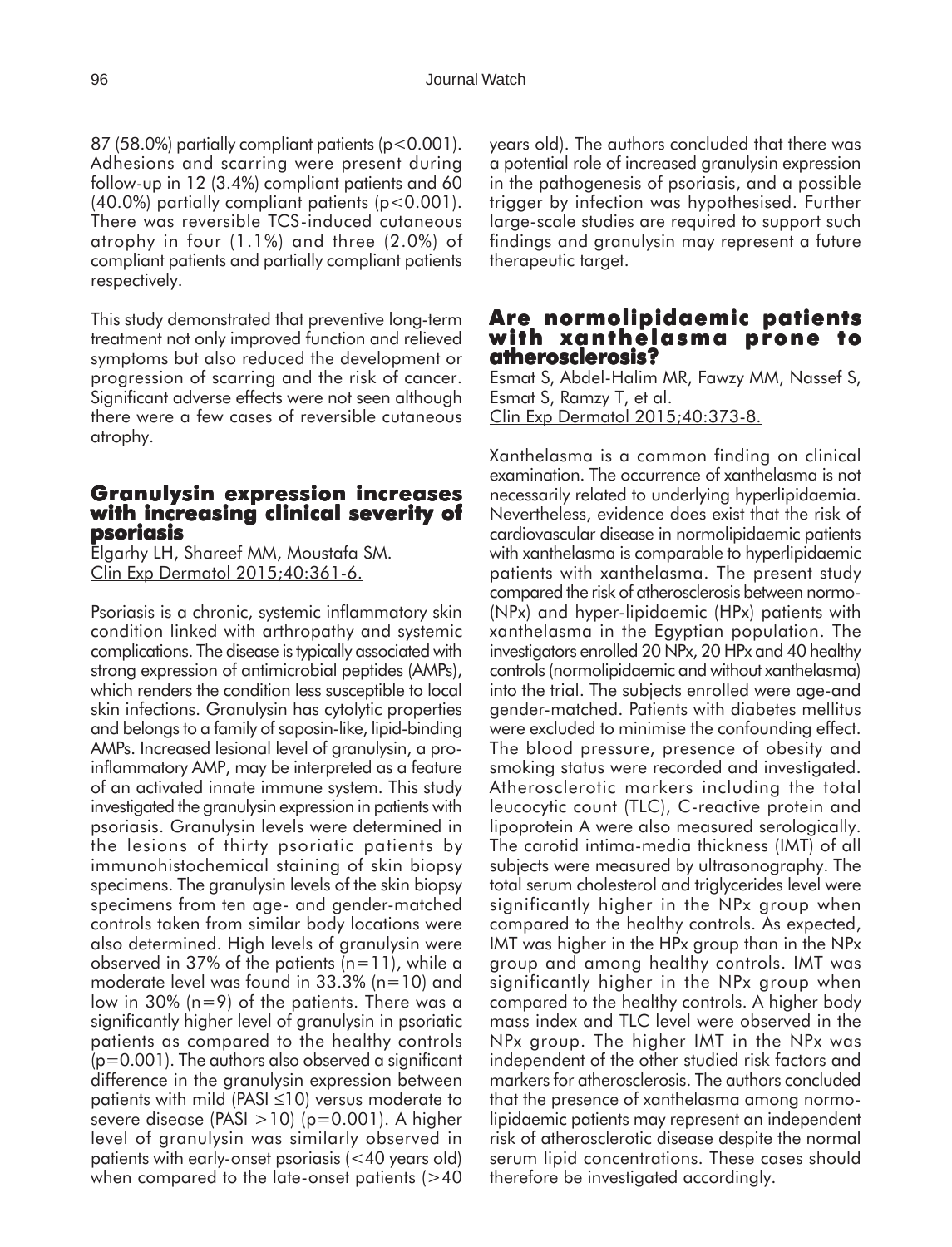87 (58.0%) partially compliant patients ($p<0.001$). Adhesions and scarring were present during follow-up in 12 (3.4%) compliant patients and 60 (40.0%) partially compliant patients ($p<0.001$). There was reversible TCS-induced cutaneous atrophy in four (1.1%) and three (2.0%) of compliant patients and partially compliant patients respectively.

This study demonstrated that preventive long-term treatment not only improved function and relieved symptoms but also reduced the development or progression of scarring and the risk of cancer. Significant adverse effects were not seen although there were a few cases of reversible cutaneous atrophy.

## Granulysin expression increases with increasing clinical severity of psoriasis

Elgarhy LH, Shareef MM, Moustafa SM.
Clin Exp Dermatol 2015;40:361-6.

Psoriasis is a chronic, systemic inflammatory skin condition linked with arthropathy and systemic complications. The disease is typically associated with strong expression of antimicrobial peptides (AMPs), which renders the condition less susceptible to local skin infections. Granulysin has cytolytic properties and belongs to a family of saposin-like, lipid-binding AMPs. Increased lesional level of granulysin, a pro-inflammatory AMP, may be interpreted as a feature of an activated innate immune system. This study investigated the granulysin expression in patients with psoriasis. Granulysin levels were determined in the lesions of thirty psoriatic patients by immunohistochemical staining of skin biopsy specimens. The granulysin levels of the skin biopsy specimens from ten age- and gender-matched controls taken from similar body locations were also determined. High levels of granulysin were observed in 37% of the patients (n=11), while a moderate level was found in 33.3% (n=10) and low in 30% (n=9) of the patients. There was a significantly higher level of granulysin in psoriatic patients as compared to the healthy controls ($p=0.001$). The authors also observed a significant difference in the granulysin expression between patients with mild (PASI $\leq$10) versus moderate to severe disease (PASI $>$10) ($p=0.001$). A higher level of granulysin was similarly observed in patients with early-onset psoriasis (<40 years old) when compared to the late-onset patients (>40 years old). The authors concluded that there was a potential role of increased granulysin expression in the pathogenesis of psoriasis, and a possible trigger by infection was hypothesised. Further large-scale studies are required to support such findings and granulysin may represent a future therapeutic target.

## Are normolipidaemic patients with xanthelasma prone to atherosclerosis?

Esmat S, Abdel-Halim MR, Fawzy MM, Nassef S, Esmat S, Ramzy T, et al.
Clin Exp Dermatol 2015;40:373-8.

Xanthelasma is a common finding on clinical examination. The occurrence of xanthelasma is not necessarily related to underlying hyperlipidaemia. Nevertheless, evidence does exist that the risk of cardiovascular disease in normolipidaemic patients with xanthelasma is comparable to hyperlipidaemic patients with xanthelasma. The present study compared the risk of atherosclerosis between normo- (NPx) and hyper-lipidaemic (HPx) patients with xanthelasma in the Egyptian population. The investigators enrolled 20 NPx, 20 HPx and 40 healthy controls (normolipidaemic and without xanthelasma) into the trial. The subjects enrolled were age-and gender-matched. Patients with diabetes mellitus were excluded to minimise the confounding effect. The blood pressure, presence of obesity and smoking status were recorded and investigated. Atherosclerotic markers including the total leucocytic count (TLC), C-reactive protein and lipoprotein A were also measured serologically. The carotid intima-media thickness (IMT) of all subjects were measured by ultrasonography. The total serum cholesterol and triglycerides level were significantly higher in the NPx group when compared to the healthy controls. As expected, IMT was higher in the HPx group than in the NPx group and among healthy controls. IMT was significantly higher in the NPx group when compared to the healthy controls. A higher body mass index and TLC level were observed in the NPx group. The higher IMT in the NPx was independent of the other studied risk factors and markers for atherosclerosis. The authors concluded that the presence of xanthelasma among normolipidaemic patients may represent an independent risk of atherosclerotic disease despite the normal serum lipid concentrations. These cases should therefore be investigated accordingly.